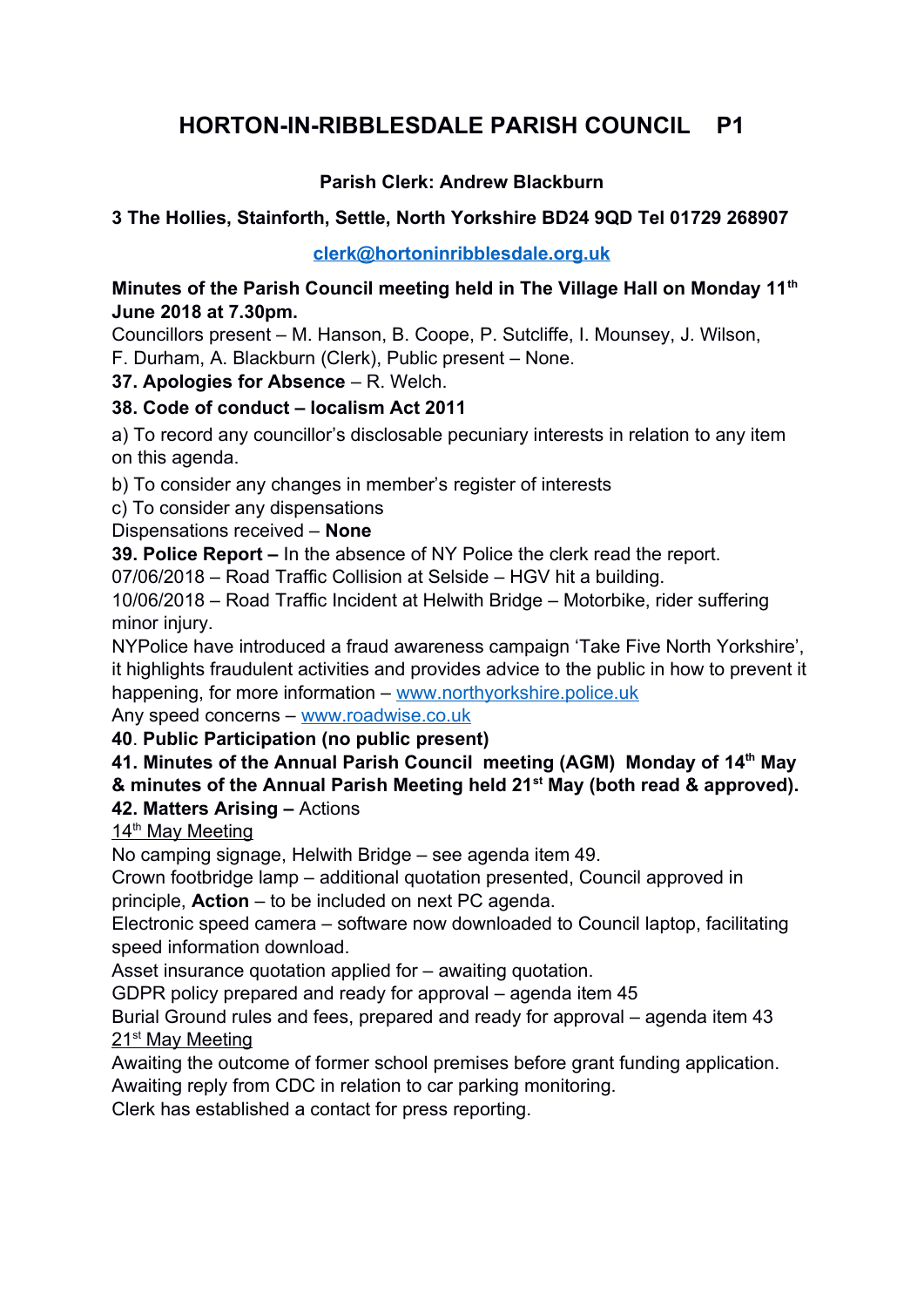# HORTON-IN-RIBBLESDALE PARISH COUNCIL P1

**Parish Clerk: Andrew Blackburn**

**3 The Hollies, Stainforth, Settle, North Yorkshire BD24 9QD Tel 01729 268907**

**clerk@hortoninribblesdale.org.uk**

**Minutes of the Parish Council meeting held in The Village Hall on Monday 11th June 2018 at 7.30pm.**

Councillors present – M. Hanson, B. Coope, P. Sutcliffe, I. Mounsey, J. Wilson, F. Durham, A. Blackburn (Clerk), Public present – None.

**37. Apologies for Absence** – R. Welch.

**38. Code of conduct – localism Act 2011**

a) To record any councillor's disclosable pecuniary interests in relation to any item on this agenda.

b) To consider any changes in member's register of interests

c) To consider any dispensations

Dispensations received – **None**

**39. Police Report –** In the absence of NY Police the clerk read the report.

07/06/2018 – Road Traffic Collision at Selside – HGV hit a building.

10/06/2018 – Road Traffic Incident at Helwith Bridge – Motorbike, rider suffering minor injury.

NYPolice have introduced a fraud awareness campaign 'Take Five North Yorkshire', it highlights fraudulent activities and provides advice to the public in how to prevent it happening, for more information – www.northyorkshire.police.uk

Any speed concerns – www.roadwise.co.uk

**40. Public Participation (no public present)**

**41. Minutes of the Annual Parish Council meeting (AGM) Monday of 14th May & minutes of the Annual Parish Meeting held 21st May (both read & approved).**

**42. Matters Arising –** Actions

14th May Meeting

No camping signage, Helwith Bridge – see agenda item 49.

Crown footbridge lamp – additional quotation presented, Council approved in principle, **Action** – to be included on next PC agenda.

Electronic speed camera – software now downloaded to Council laptop, facilitating speed information download.

Asset insurance quotation applied for – awaiting quotation.

GDPR policy prepared and ready for approval – agenda item 45

Burial Ground rules and fees, prepared and ready for approval – agenda item 43

21st May Meeting

Awaiting the outcome of former school premises before grant funding application.

Awaiting reply from CDC in relation to car parking monitoring.

Clerk has established a contact for press reporting.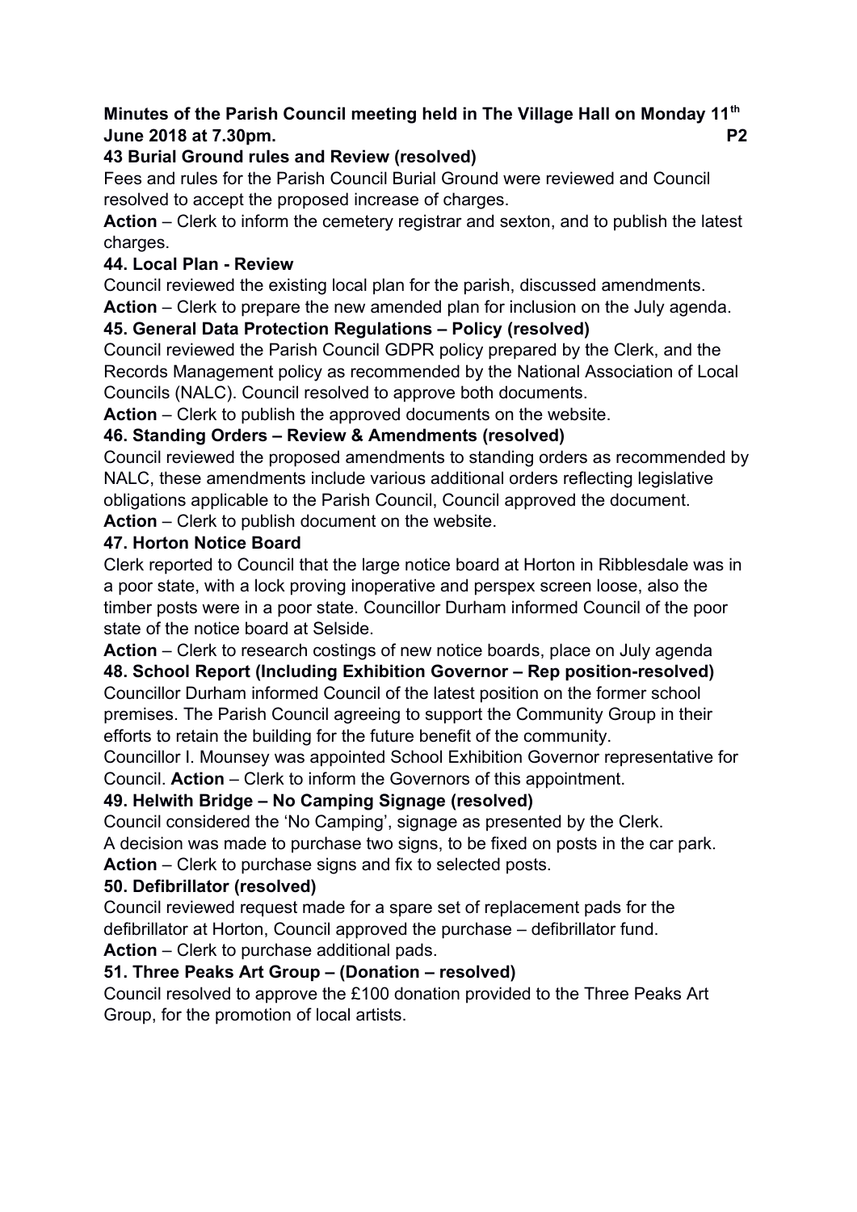**Minutes of the Parish Council meeting held in The Village Hall on Monday 11th June 2018 at 7.30pm.**

**43 Burial Ground rules and Review (resolved)**

Fees and rules for the Parish Council Burial Ground were reviewed and Council resolved to accept the proposed increase of charges.

**Action** – Clerk to inform the cemetery registrar and sexton, and to publish the latest charges.

**44. Local Plan - Review**

Council reviewed the existing local plan for the parish, discussed amendments.

**Action** – Clerk to prepare the new amended plan for inclusion on the July agenda.

**45. General Data Protection Regulations – Policy (resolved)**

Council reviewed the Parish Council GDPR policy prepared by the Clerk, and the Records Management policy as recommended by the National Association of Local Councils (NALC). Council resolved to approve both documents.

**Action** – Clerk to publish the approved documents on the website.

**46. Standing Orders – Review & Amendments (resolved)**

Council reviewed the proposed amendments to standing orders as recommended by NALC, these amendments include various additional orders reflecting legislative obligations applicable to the Parish Council, Council approved the document.

**Action** – Clerk to publish document on the website.

**47. Horton Notice Board**

Clerk reported to Council that the large notice board at Horton in Ribblesdale was in a poor state, with a lock proving inoperative and perspex screen loose, also the timber posts were in a poor state. Councillor Durham informed Council of the poor state of the notice board at Selside.

**Action** – Clerk to research costings of new notice boards, place on July agenda

**48. School Report (Including Exhibition Governor – Rep position-resolved)**

Councillor Durham informed Council of the latest position on the former school premises. The Parish Council agreeing to support the Community Group in their efforts to retain the building for the future benefit of the community.

Councillor I. Mounsey was appointed School Exhibition Governor representative for Council. **Action** – Clerk to inform the Governors of this appointment.

**49. Helwith Bridge – No Camping Signage (resolved)**

Council considered the 'No Camping', signage as presented by the Clerk.

A decision was made to purchase two signs, to be fixed on posts in the car park.

**Action** – Clerk to purchase signs and fix to selected posts.

**50. Defibrillator (resolved)**

Council reviewed request made for a spare set of replacement pads for the defibrillator at Horton, Council approved the purchase – defibrillator fund.

**Action** – Clerk to purchase additional pads.

**51. Three Peaks Art Group – (Donation – resolved)**

Council resolved to approve the £100 donation provided to the Three Peaks Art Group, for the promotion of local artists.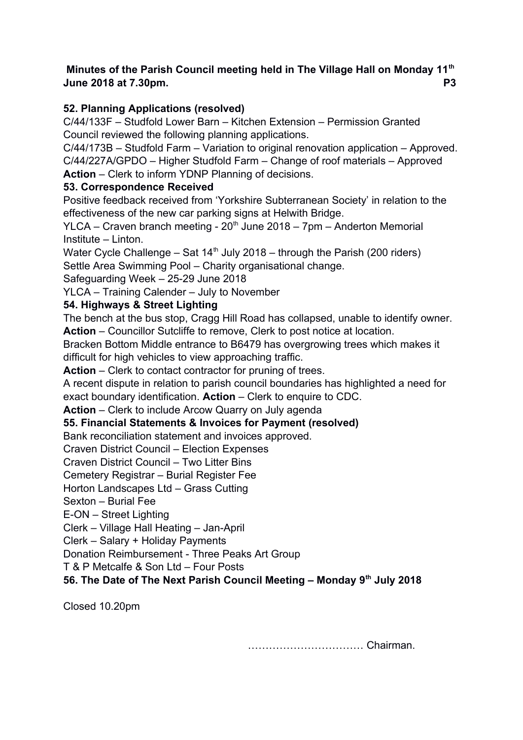**Minutes of the Parish Council meeting held in The Village Hall on Monday 11th June 2018 at 7.30pm.** **P3**

**52. Planning Applications (resolved)**

C/44/133F – Studfold Lower Barn – Kitchen Extension – Permission Granted
Council reviewed the following planning applications.
C/44/173B – Studfold Farm – Variation to original renovation application – Approved.
C/44/227A/GPDO – Higher Studfold Farm – Change of roof materials – Approved
**Action** – Clerk to inform YDNP Planning of decisions.

**53. Correspondence Received**

Positive feedback received from 'Yorkshire Subterranean Society' in relation to the effectiveness of the new car parking signs at Helwith Bridge.
YLCA – Craven branch meeting - 20th June 2018 – 7pm – Anderton Memorial Institute – Linton.
Water Cycle Challenge – Sat 14th July 2018 – through the Parish (200 riders)
Settle Area Swimming Pool – Charity organisational change.
Safeguarding Week – 25-29 June 2018
YLCA – Training Calender – July to November

**54. Highways & Street Lighting**

The bench at the bus stop, Cragg Hill Road has collapsed, unable to identify owner.
**Action** – Councillor Sutcliffe to remove, Clerk to post notice at location.
Bracken Bottom Middle entrance to B6479 has overgrowing trees which makes it difficult for high vehicles to view approaching traffic.
**Action** – Clerk to contact contractor for pruning of trees.
A recent dispute in relation to parish council boundaries has highlighted a need for exact boundary identification. **Action** – Clerk to enquire to CDC.
**Action** – Clerk to include Arcow Quarry on July agenda

**55. Financial Statements & Invoices for Payment (resolved)**

Bank reconciliation statement and invoices approved.
Craven District Council – Election Expenses
Craven District Council – Two Litter Bins
Cemetery Registrar – Burial Register Fee
Horton Landscapes Ltd – Grass Cutting
Sexton – Burial Fee
E-ON – Street Lighting
Clerk – Village Hall Heating – Jan-April
Clerk – Salary + Holiday Payments
Donation Reimbursement - Three Peaks Art Group
T & P Metcalfe & Son Ltd – Four Posts

**56. The Date of The Next Parish Council Meeting – Monday 9th July 2018**

Closed 10.20pm

…………………………… Chairman.